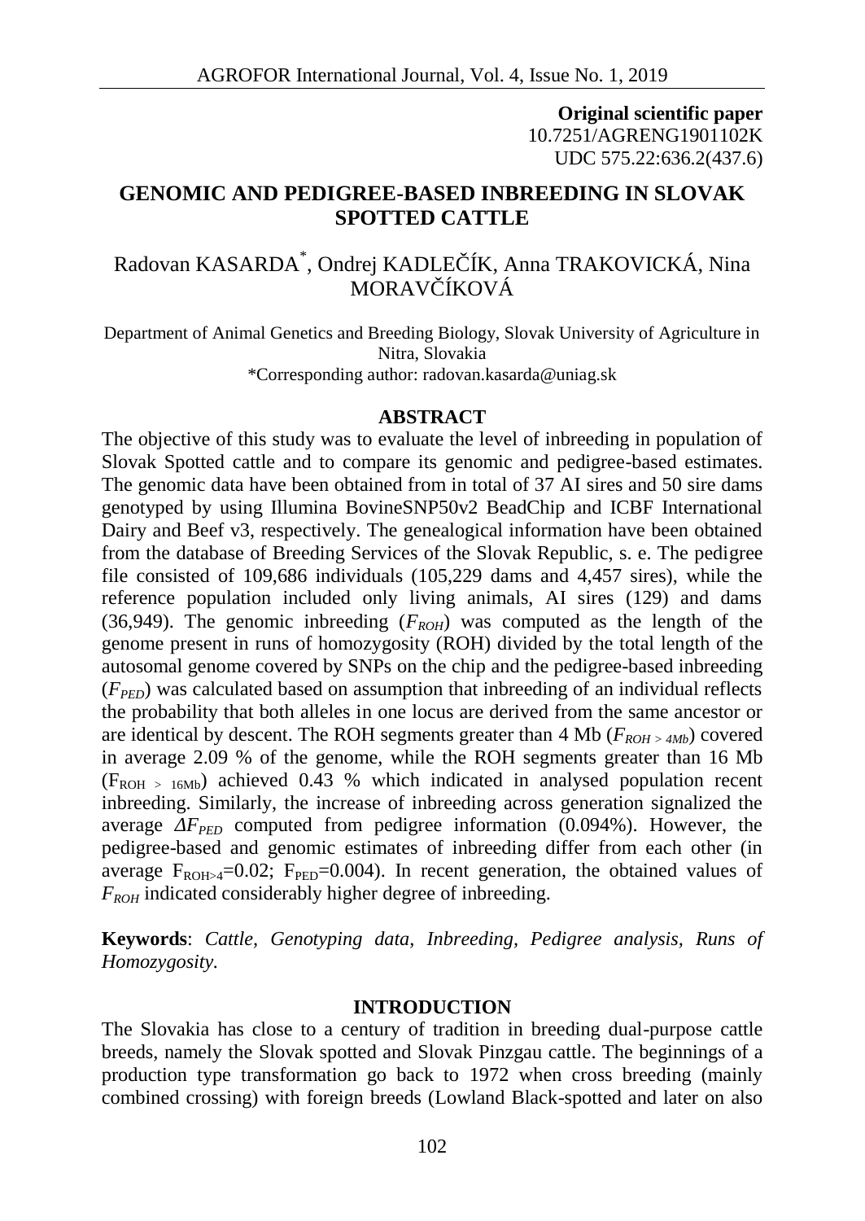**Original scientific paper**
10.7251/AGRENG1901102K
UDC 575.22:636.2(437.6)

# GENOMIC AND PEDIGREE-BASED INBREEDING IN SLOVAK SPOTTED CATTLE

Radovan KASARDA[*], Ondrej KADLEČÍK, Anna TRAKOVICKÁ, Nina MORAVČÍKOVÁ

Department of Animal Genetics and Breeding Biology, Slovak University of Agriculture in Nitra, Slovakia
*Corresponding author: radovan.kasarda@uniag.sk

## ABSTRACT

The objective of this study was to evaluate the level of inbreeding in population of Slovak Spotted cattle and to compare its genomic and pedigree-based estimates. The genomic data have been obtained from in total of 37 AI sires and 50 sire dams genotyped by using Illumina BovineSNP50v2 BeadChip and ICBF International Dairy and Beef v3, respectively. The genealogical information have been obtained from the database of Breeding Services of the Slovak Republic, s. e. The pedigree file consisted of 109,686 individuals (105,229 dams and 4,457 sires), while the reference population included only living animals, AI sires (129) and dams (36,949). The genomic inbreeding ($F_{ROH}$) was computed as the length of the genome present in runs of homozygosity (ROH) divided by the total length of the autosomal genome covered by SNPs on the chip and the pedigree-based inbreeding ($F_{PED}$) was calculated based on assumption that inbreeding of an individual reflects the probability that both alleles in one locus are derived from the same ancestor or are identical by descent. The ROH segments greater than 4 Mb ($F_{ROH > 4Mb}$) covered in average 2.09 % of the genome, while the ROH segments greater than 16 Mb ($F_{ROH > 16Mb}$) achieved 0.43 % which indicated in analysed population recent inbreeding. Similarly, the increase of inbreeding across generation signalized the average $\Delta F_{PED}$ computed from pedigree information (0.094%). However, the pedigree-based and genomic estimates of inbreeding differ from each other (in average $F_{ROH>4}$=0.02; $F_{PED}$=0.004). In recent generation, the obtained values of $F_{ROH}$ indicated considerably higher degree of inbreeding.

**Keywords**: *Cattle, Genotyping data, Inbreeding, Pedigree analysis, Runs of Homozygosity.*

## INTRODUCTION

The Slovakia has close to a century of tradition in breeding dual-purpose cattle breeds, namely the Slovak spotted and Slovak Pinzgau cattle. The beginnings of a production type transformation go back to 1972 when cross breeding (mainly combined crossing) with foreign breeds (Lowland Black-spotted and later on also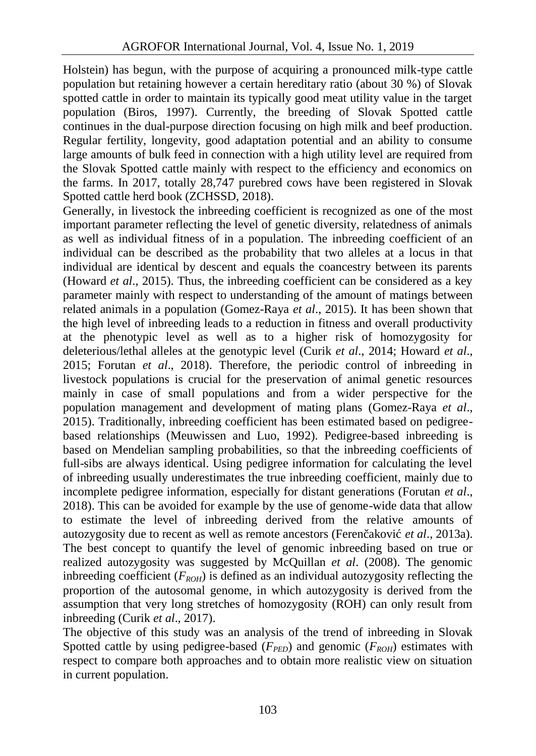Holstein) has begun, with the purpose of acquiring a pronounced milk-type cattle population but retaining however a certain hereditary ratio (about 30 %) of Slovak spotted cattle in order to maintain its typically good meat utility value in the target population (Biros, 1997). Currently, the breeding of Slovak Spotted cattle continues in the dual-purpose direction focusing on high milk and beef production. Regular fertility, longevity, good adaptation potential and an ability to consume large amounts of bulk feed in connection with a high utility level are required from the Slovak Spotted cattle mainly with respect to the efficiency and economics on the farms. In 2017, totally 28,747 purebred cows have been registered in Slovak Spotted cattle herd book (ZCHSSD, 2018).

Generally, in livestock the inbreeding coefficient is recognized as one of the most important parameter reflecting the level of genetic diversity, relatedness of animals as well as individual fitness of in a population. The inbreeding coefficient of an individual can be described as the probability that two alleles at a locus in that individual are identical by descent and equals the coancestry between its parents (Howard *et al*., 2015). Thus, the inbreeding coefficient can be considered as a key parameter mainly with respect to understanding of the amount of matings between related animals in a population (Gomez-Raya *et al*., 2015). It has been shown that the high level of inbreeding leads to a reduction in fitness and overall productivity at the phenotypic level as well as to a higher risk of homozygosity for deleterious/lethal alleles at the genotypic level (Curik *et al*., 2014; Howard *et al*., 2015; Forutan *et al*., 2018). Therefore, the periodic control of inbreeding in livestock populations is crucial for the preservation of animal genetic resources mainly in case of small populations and from a wider perspective for the population management and development of mating plans (Gomez-Raya *et al*., 2015). Traditionally, inbreeding coefficient has been estimated based on pedigree-based relationships (Meuwissen and Luo, 1992). Pedigree-based inbreeding is based on Mendelian sampling probabilities, so that the inbreeding coefficients of full-sibs are always identical. Using pedigree information for calculating the level of inbreeding usually underestimates the true inbreeding coefficient, mainly due to incomplete pedigree information, especially for distant generations (Forutan *et al*., 2018). This can be avoided for example by the use of genome-wide data that allow to estimate the level of inbreeding derived from the relative amounts of autozygosity due to recent as well as remote ancestors (Ferenčaković *et al*., 2013a). The best concept to quantify the level of genomic inbreeding based on true or realized autozygosity was suggested by McQuillan *et al*. (2008). The genomic inbreeding coefficient ($F_{ROH}$) is defined as an individual autozygosity reflecting the proportion of the autosomal genome, in which autozygosity is derived from the assumption that very long stretches of homozygosity (ROH) can only result from inbreeding (Curik *et al*., 2017).

The objective of this study was an analysis of the trend of inbreeding in Slovak Spotted cattle by using pedigree-based ($F_{PED}$) and genomic ($F_{ROH}$) estimates with respect to compare both approaches and to obtain more realistic view on situation in current population.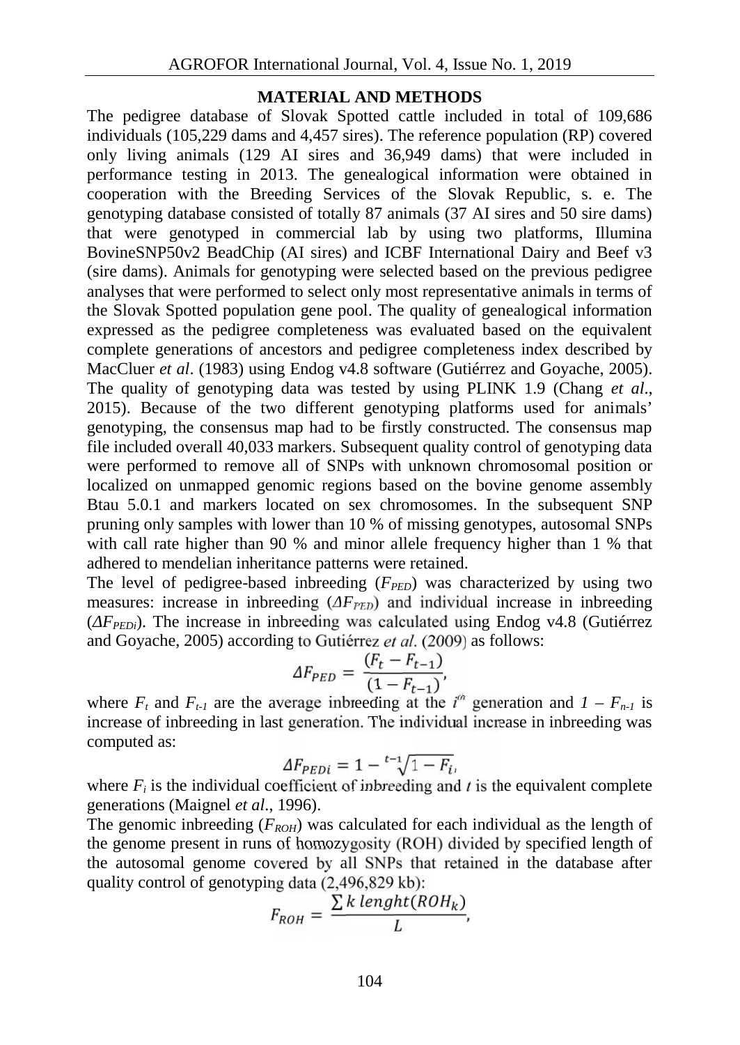## MATERIAL AND METHODS

The pedigree database of Slovak Spotted cattle included in total of 109,686 individuals (105,229 dams and 4,457 sires). The reference population (RP) covered only living animals (129 AI sires and 36,949 dams) that were included in performance testing in 2013. The genealogical information were obtained in cooperation with the Breeding Services of the Slovak Republic, s. e. The genotyping database consisted of totally 87 animals (37 AI sires and 50 sire dams) that were genotyped in commercial lab by using two platforms, Illumina BovineSNP50v2 BeadChip (AI sires) and ICBF International Dairy and Beef v3 (sire dams). Animals for genotyping were selected based on the previous pedigree analyses that were performed to select only most representative animals in terms of the Slovak Spotted population gene pool. The quality of genealogical information expressed as the pedigree completeness was evaluated based on the equivalent complete generations of ancestors and pedigree completeness index described by MacCluer *et al*. (1983) using Endog v4.8 software (Gutiérrez and Goyache, 2005). The quality of genotyping data was tested by using PLINK 1.9 (Chang *et al*., 2015). Because of the two different genotyping platforms used for animals' genotyping, the consensus map had to be firstly constructed. The consensus map file included overall 40,033 markers. Subsequent quality control of genotyping data were performed to remove all of SNPs with unknown chromosomal position or localized on unmapped genomic regions based on the bovine genome assembly Btau 5.0.1 and markers located on sex chromosomes. In the subsequent SNP pruning only samples with lower than 10 % of missing genotypes, autosomal SNPs with call rate higher than 90 % and minor allele frequency higher than 1 % that adhered to mendelian inheritance patterns were retained.

The level of pedigree-based inbreeding ($F_{PED}$) was characterized by using two measures: increase in inbreeding ($\Delta F_{PED}$) and individual increase in inbreeding ($\Delta F_{PEDi}$). The increase in inbreeding was calculated using Endog v4.8 (Gutiérrez and Goyache, 2005) according to Gutiérrez *et al*. (2009) as follows:

$$\Delta F_{PED} = \frac{(F_t - F_{t-1})}{(1 - F_{t-1})},$$

where $F_t$ and $F_{t-1}$ are the average inbreeding at the $i^{th}$ generation and $1 - F_{n-1}$ is increase of inbreeding in last generation. The individual increase in inbreeding was computed as:

$$\Delta F_{PEDi} = 1 - \sqrt[t-1]{1 - F_i},$$

where $F_i$ is the individual coefficient of inbreeding and $t$ is the equivalent complete generations (Maignel *et al*., 1996).

The genomic inbreeding ($F_{ROH}$) was calculated for each individual as the length of the genome present in runs of homozygosity (ROH) divided by specified length of the autosomal genome covered by all SNPs that retained in the database after quality control of genotyping data (2,496,829 kb):

$$F_{ROH} = \frac{\sum k \; lenght(ROH_k)}{L},$$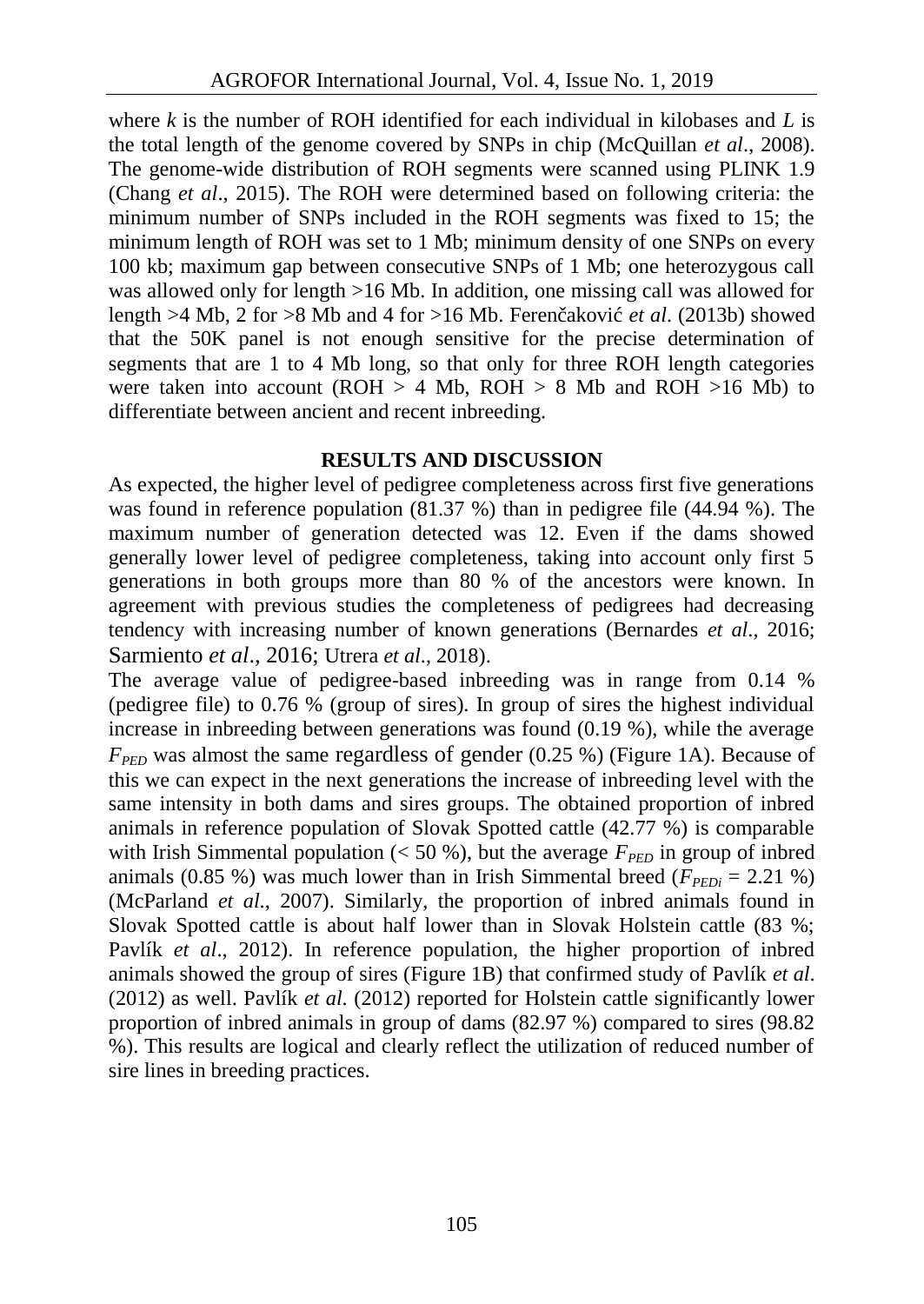where $k$ is the number of ROH identified for each individual in kilobases and $L$ is the total length of the genome covered by SNPs in chip (McQuillan *et al*., 2008). The genome-wide distribution of ROH segments were scanned using PLINK 1.9 (Chang *et al*., 2015). The ROH were determined based on following criteria: the minimum number of SNPs included in the ROH segments was fixed to 15; the minimum length of ROH was set to 1 Mb; minimum density of one SNPs on every 100 kb; maximum gap between consecutive SNPs of 1 Mb; one heterozygous call was allowed only for length >16 Mb. In addition, one missing call was allowed for length >4 Mb, 2 for >8 Mb and 4 for >16 Mb. Ferenčaković *et al*. (2013b) showed that the 50K panel is not enough sensitive for the precise determination of segments that are 1 to 4 Mb long, so that only for three ROH length categories were taken into account (ROH > 4 Mb, ROH > 8 Mb and ROH >16 Mb) to differentiate between ancient and recent inbreeding.

## RESULTS AND DISCUSSION

As expected, the higher level of pedigree completeness across first five generations was found in reference population (81.37 %) than in pedigree file (44.94 %). The maximum number of generation detected was 12. Even if the dams showed generally lower level of pedigree completeness, taking into account only first 5 generations in both groups more than 80 % of the ancestors were known. In agreement with previous studies the completeness of pedigrees had decreasing tendency with increasing number of known generations (Bernardes *et al*., 2016; Sarmiento *et al*., 2016; Utrera *et al*., 2018).

The average value of pedigree-based inbreeding was in range from 0.14 % (pedigree file) to 0.76 % (group of sires). In group of sires the highest individual increase in inbreeding between generations was found (0.19 %), while the average $F_{PED}$ was almost the same regardless of gender (0.25 %) (Figure 1A). Because of this we can expect in the next generations the increase of inbreeding level with the same intensity in both dams and sires groups. The obtained proportion of inbred animals in reference population of Slovak Spotted cattle (42.77 %) is comparable with Irish Simmental population (< 50 %), but the average $F_{PED}$ in group of inbred animals (0.85 %) was much lower than in Irish Simmental breed ($F_{PEDi}$ = 2.21 %) (McParland *et al*., 2007). Similarly, the proportion of inbred animals found in Slovak Spotted cattle is about half lower than in Slovak Holstein cattle (83 %; Pavlík *et al*., 2012). In reference population, the higher proportion of inbred animals showed the group of sires (Figure 1B) that confirmed study of Pavlík *et al*. (2012) as well. Pavlík *et al.* (2012) reported for Holstein cattle significantly lower proportion of inbred animals in group of dams (82.97 %) compared to sires (98.82 %). This results are logical and clearly reflect the utilization of reduced number of sire lines in breeding practices.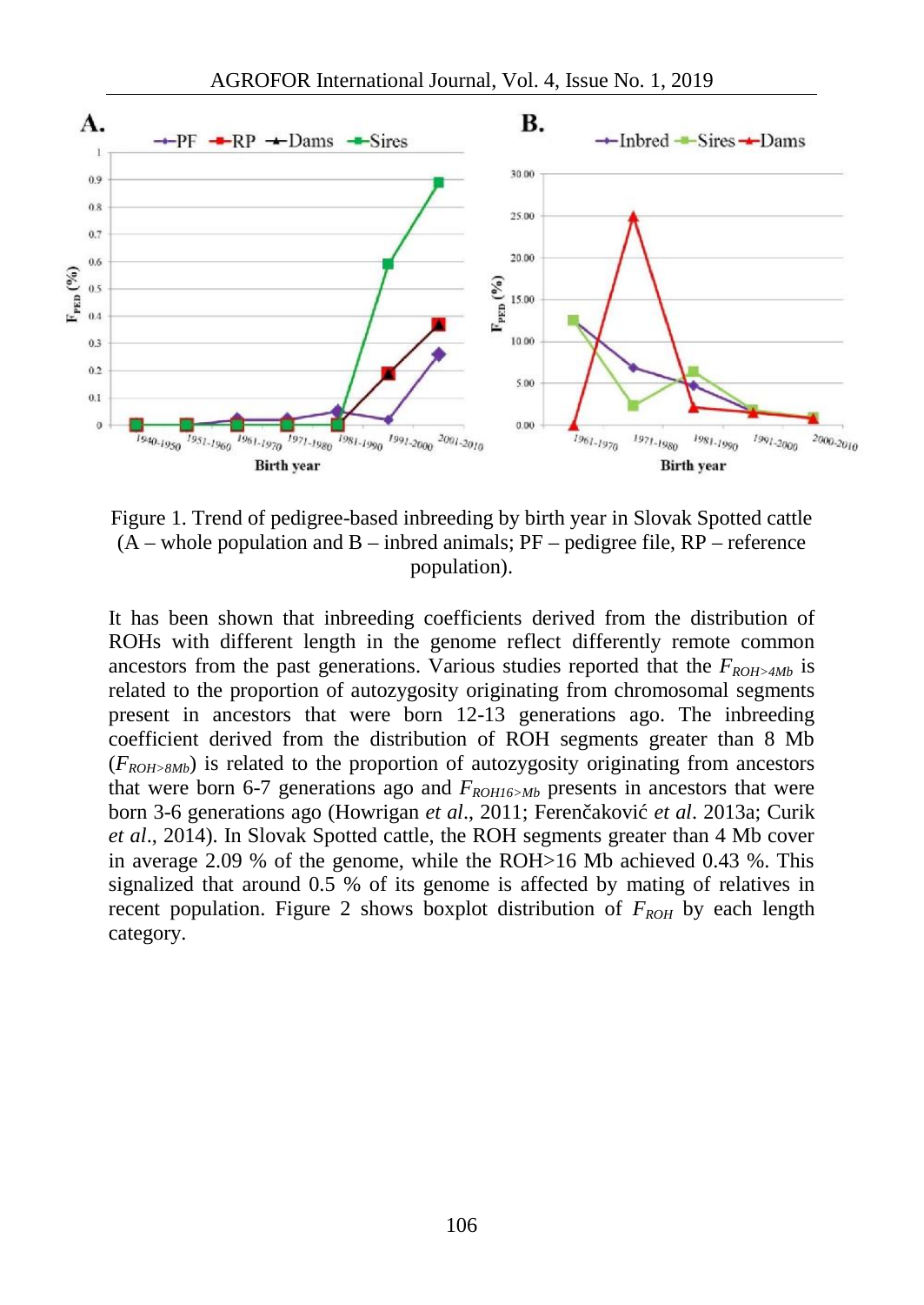Figure 1. Trend of pedigree-based inbreeding by birth year in Slovak Spotted cattle (A – whole population and B – inbred animals; PF – pedigree file, RP – reference population).

It has been shown that inbreeding coefficients derived from the distribution of ROHs with different length in the genome reflect differently remote common ancestors from the past generations. Various studies reported that the $F_{ROH>4Mb}$ is related to the proportion of autozygosity originating from chromosomal segments present in ancestors that were born 12-13 generations ago. The inbreeding coefficient derived from the distribution of ROH segments greater than 8 Mb ($F_{ROH>8Mb}$) is related to the proportion of autozygosity originating from ancestors that were born 6-7 generations ago and $F_{ROH16>Mb}$ presents in ancestors that were born 3-6 generations ago (Howrigan *et al*., 2011; Ferenčaković *et al*. 2013a; Curik *et al*., 2014). In Slovak Spotted cattle, the ROH segments greater than 4 Mb cover in average 2.09 % of the genome, while the ROH>16 Mb achieved 0.43 %. This signalized that around 0.5 % of its genome is affected by mating of relatives in recent population. Figure 2 shows boxplot distribution of $F_{ROH}$ by each length category.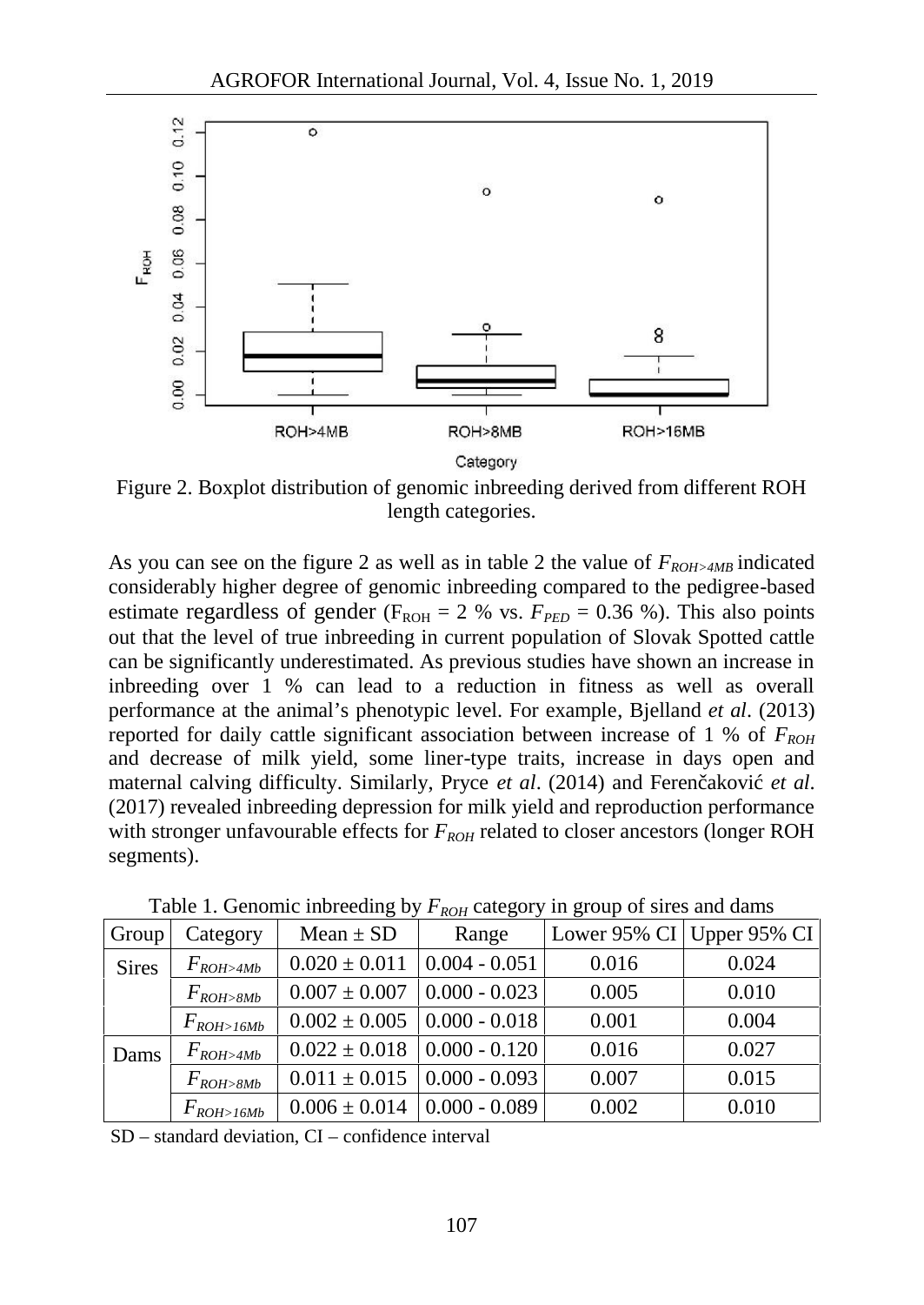Figure 2. Boxplot distribution of genomic inbreeding derived from different ROH length categories.

As you can see on the figure 2 as well as in table 2 the value of $F_{ROH>4MB}$ indicated considerably higher degree of genomic inbreeding compared to the pedigree-based estimate regardless of gender ($F_{ROH}$ = 2 % vs. $F_{PED}$ = 0.36 %). This also points out that the level of true inbreeding in current population of Slovak Spotted cattle can be significantly underestimated. As previous studies have shown an increase in inbreeding over 1 % can lead to a reduction in fitness as well as overall performance at the animal's phenotypic level. For example, Bjelland *et al*. (2013) reported for daily cattle significant association between increase of 1 % of $F_{ROH}$ and decrease of milk yield, some liner-type traits, increase in days open and maternal calving difficulty. Similarly, Pryce *et al*. (2014) and Ferenčaković *et al*. (2017) revealed inbreeding depression for milk yield and reproduction performance with stronger unfavourable effects for $F_{ROH}$ related to closer ancestors (longer ROH segments).

Table 1. Genomic inbreeding by $F_{ROH}$ category in group of sires and dams

| Group | Category | Mean ± SD | Range | Lower 95% CI | Upper 95% CI |
|---|---|---|---|---|---|
| Sires | $F_{ROH>4Mb}$ | 0.020 ± 0.011 | 0.004 - 0.051 | 0.016 | 0.024 |
| | $F_{ROH>8Mb}$ | 0.007 ± 0.007 | 0.000 - 0.023 | 0.005 | 0.010 |
| | $F_{ROH>16Mb}$ | 0.002 ± 0.005 | 0.000 - 0.018 | 0.001 | 0.004 |
| Dams | $F_{ROH>4Mb}$ | 0.022 ± 0.018 | 0.000 - 0.120 | 0.016 | 0.027 |
| | $F_{ROH>8Mb}$ | 0.011 ± 0.015 | 0.000 - 0.093 | 0.007 | 0.015 |
| | $F_{ROH>16Mb}$ | 0.006 ± 0.014 | 0.000 - 0.089 | 0.002 | 0.010 |

SD – standard deviation, CI – confidence interval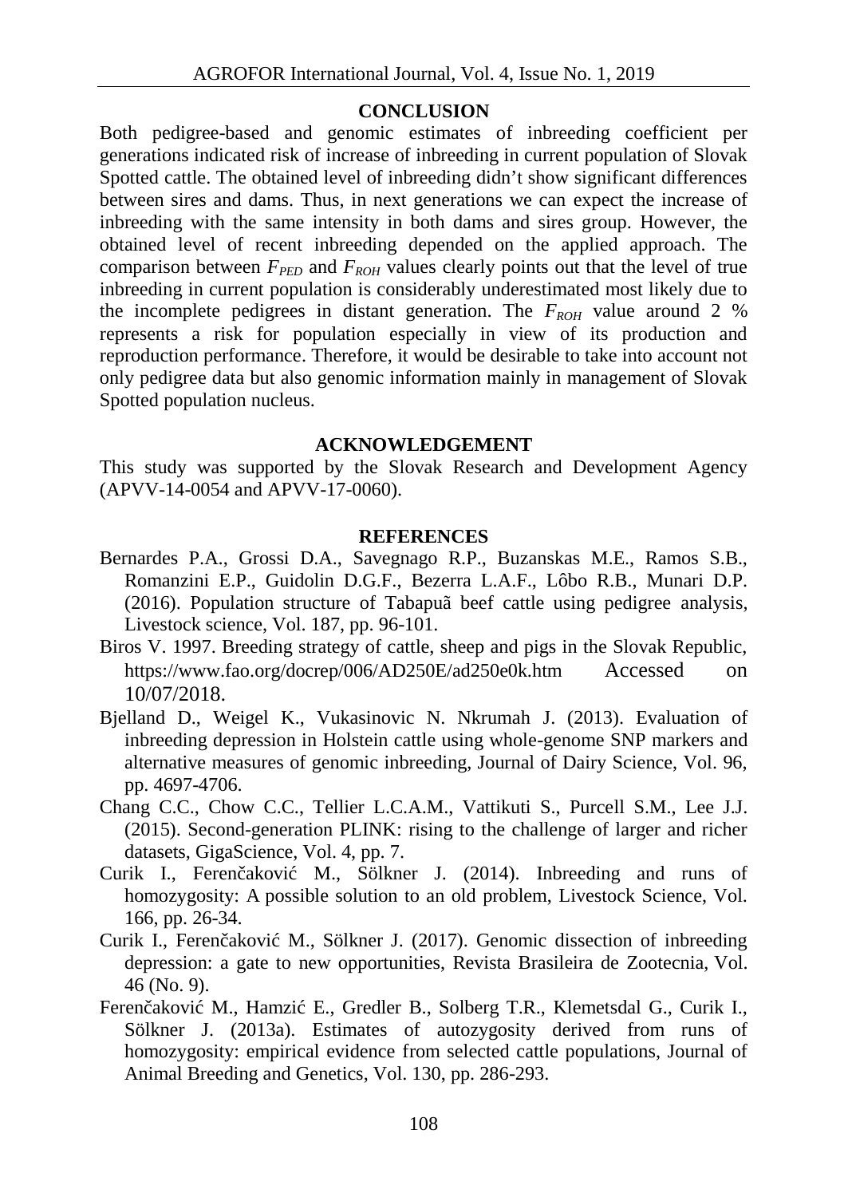## CONCLUSION

Both pedigree-based and genomic estimates of inbreeding coefficient per generations indicated risk of increase of inbreeding in current population of Slovak Spotted cattle. The obtained level of inbreeding didn't show significant differences between sires and dams. Thus, in next generations we can expect the increase of inbreeding with the same intensity in both dams and sires group. However, the obtained level of recent inbreeding depended on the applied approach. The comparison between $F_{PED}$ and $F_{ROH}$ values clearly points out that the level of true inbreeding in current population is considerably underestimated most likely due to the incomplete pedigrees in distant generation. The $F_{ROH}$ value around 2 % represents a risk for population especially in view of its production and reproduction performance. Therefore, it would be desirable to take into account not only pedigree data but also genomic information mainly in management of Slovak Spotted population nucleus.

## ACKNOWLEDGEMENT

This study was supported by the Slovak Research and Development Agency (APVV-14-0054 and APVV-17-0060).

## REFERENCES

Bernardes P.A., Grossi D.A., Savegnago R.P., Buzanskas M.E., Ramos S.B., Romanzini E.P., Guidolin D.G.F., Bezerra L.A.F., Lôbo R.B., Munari D.P. (2016). Population structure of Tabapuã beef cattle using pedigree analysis, Livestock science, Vol. 187, pp. 96-101.

Biros V. 1997. Breeding strategy of cattle, sheep and pigs in the Slovak Republic, https://www.fao.org/docrep/006/AD250E/ad250e0k.htm Accessed on 10/07/2018.

Bjelland D., Weigel K., Vukasinovic N. Nkrumah J. (2013). Evaluation of inbreeding depression in Holstein cattle using whole-genome SNP markers and alternative measures of genomic inbreeding, Journal of Dairy Science, Vol. 96, pp. 4697-4706.

Chang C.C., Chow C.C., Tellier L.C.A.M., Vattikuti S., Purcell S.M., Lee J.J. (2015). Second-generation PLINK: rising to the challenge of larger and richer datasets, GigaScience, Vol. 4, pp. 7.

Curik I., Ferenčaković M., Sölkner J. (2014). Inbreeding and runs of homozygosity: A possible solution to an old problem, Livestock Science, Vol. 166, pp. 26-34.

Curik I., Ferenčaković M., Sölkner J. (2017). Genomic dissection of inbreeding depression: a gate to new opportunities, Revista Brasileira de Zootecnia, Vol. 46 (No. 9).

Ferenčaković M., Hamzić E., Gredler B., Solberg T.R., Klemetsdal G., Curik I., Sölkner J. (2013a). Estimates of autozygosity derived from runs of homozygosity: empirical evidence from selected cattle populations, Journal of Animal Breeding and Genetics, Vol. 130, pp. 286-293.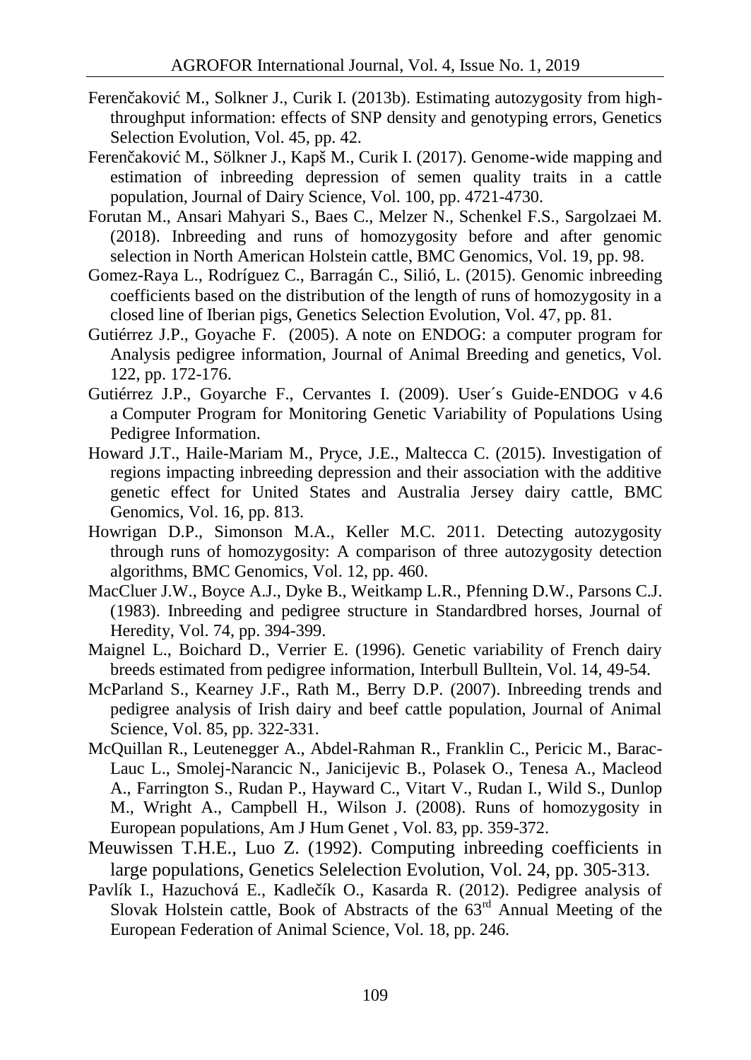Ferenčaković M., Solkner J., Curik I. (2013b). Estimating autozygosity from high-throughput information: effects of SNP density and genotyping errors, Genetics Selection Evolution, Vol. 45, pp. 42.

Ferenčaković M., Sölkner J., Kapš M., Curik I. (2017). Genome-wide mapping and estimation of inbreeding depression of semen quality traits in a cattle population, Journal of Dairy Science, Vol. 100, pp. 4721-4730.

Forutan M., Ansari Mahyari S., Baes C., Melzer N., Schenkel F.S., Sargolzaei M. (2018). Inbreeding and runs of homozygosity before and after genomic selection in North American Holstein cattle, BMC Genomics, Vol. 19, pp. 98.

Gomez-Raya L., Rodríguez C., Barragán C., Silió, L. (2015). Genomic inbreeding coefficients based on the distribution of the length of runs of homozygosity in a closed line of Iberian pigs, Genetics Selection Evolution, Vol. 47, pp. 81.

Gutiérrez J.P., Goyache F. (2005). A note on ENDOG: a computer program for Analysis pedigree information, Journal of Animal Breeding and genetics, Vol. 122, pp. 172-176.

Gutiérrez J.P., Goyarche F., Cervantes I. (2009). User´s Guide-ENDOG v 4.6 a Computer Program for Monitoring Genetic Variability of Populations Using Pedigree Information.

Howard J.T., Haile-Mariam M., Pryce, J.E., Maltecca C. (2015). Investigation of regions impacting inbreeding depression and their association with the additive genetic effect for United States and Australia Jersey dairy cattle, BMC Genomics, Vol. 16, pp. 813.

Howrigan D.P., Simonson M.A., Keller M.C. 2011. Detecting autozygosity through runs of homozygosity: A comparison of three autozygosity detection algorithms, BMC Genomics, Vol. 12, pp. 460.

MacCluer J.W., Boyce A.J., Dyke B., Weitkamp L.R., Pfenning D.W., Parsons C.J. (1983). Inbreeding and pedigree structure in Standardbred horses, Journal of Heredity, Vol. 74, pp. 394-399.

Maignel L., Boichard D., Verrier E. (1996). Genetic variability of French dairy breeds estimated from pedigree information, Interbull Bulltein, Vol. 14, 49-54.

McParland S., Kearney J.F., Rath M., Berry D.P. (2007). Inbreeding trends and pedigree analysis of Irish dairy and beef cattle population, Journal of Animal Science, Vol. 85, pp. 322-331.

McQuillan R., Leutenegger A., Abdel-Rahman R., Franklin C., Pericic M., Barac-Lauc L., Smolej-Narancic N., Janicijevic B., Polasek O., Tenesa A., Macleod A., Farrington S., Rudan P., Hayward C., Vitart V., Rudan I., Wild S., Dunlop M., Wright A., Campbell H., Wilson J. (2008). Runs of homozygosity in European populations, Am J Hum Genet , Vol. 83, pp. 359-372.

Meuwissen T.H.E., Luo Z. (1992). Computing inbreeding coefficients in large populations, Genetics Selelection Evolution, Vol. 24, pp. 305-313.

Pavlík I., Hazuchová E., Kadlečík O., Kasarda R. (2012). Pedigree analysis of Slovak Holstein cattle, Book of Abstracts of the 63rd Annual Meeting of the European Federation of Animal Science, Vol. 18, pp. 246.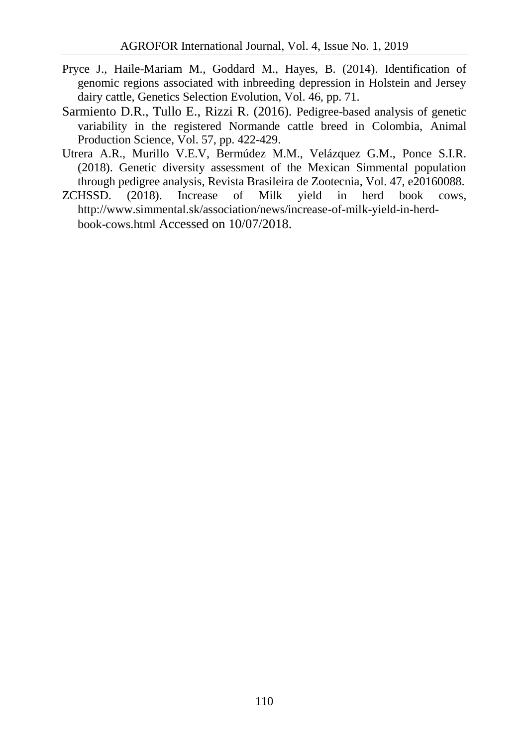Pryce J., Haile-Mariam M., Goddard M., Hayes, B. (2014). Identification of genomic regions associated with inbreeding depression in Holstein and Jersey dairy cattle, Genetics Selection Evolution, Vol. 46, pp. 71.

Sarmiento D.R., Tullo E., Rizzi R. (2016). Pedigree-based analysis of genetic variability in the registered Normande cattle breed in Colombia, Animal Production Science, Vol. 57, pp. 422-429.

Utrera A.R., Murillo V.E.V, Bermúdez M.M., Velázquez G.M., Ponce S.I.R. (2018). Genetic diversity assessment of the Mexican Simmental population through pedigree analysis, Revista Brasileira de Zootecnia, Vol. 47, e20160088.

ZCHSSD. (2018). Increase of Milk yield in herd book cows, http://www.simmental.sk/association/news/increase-of-milk-yield-in-herd-book-cows.html Accessed on 10/07/2018.